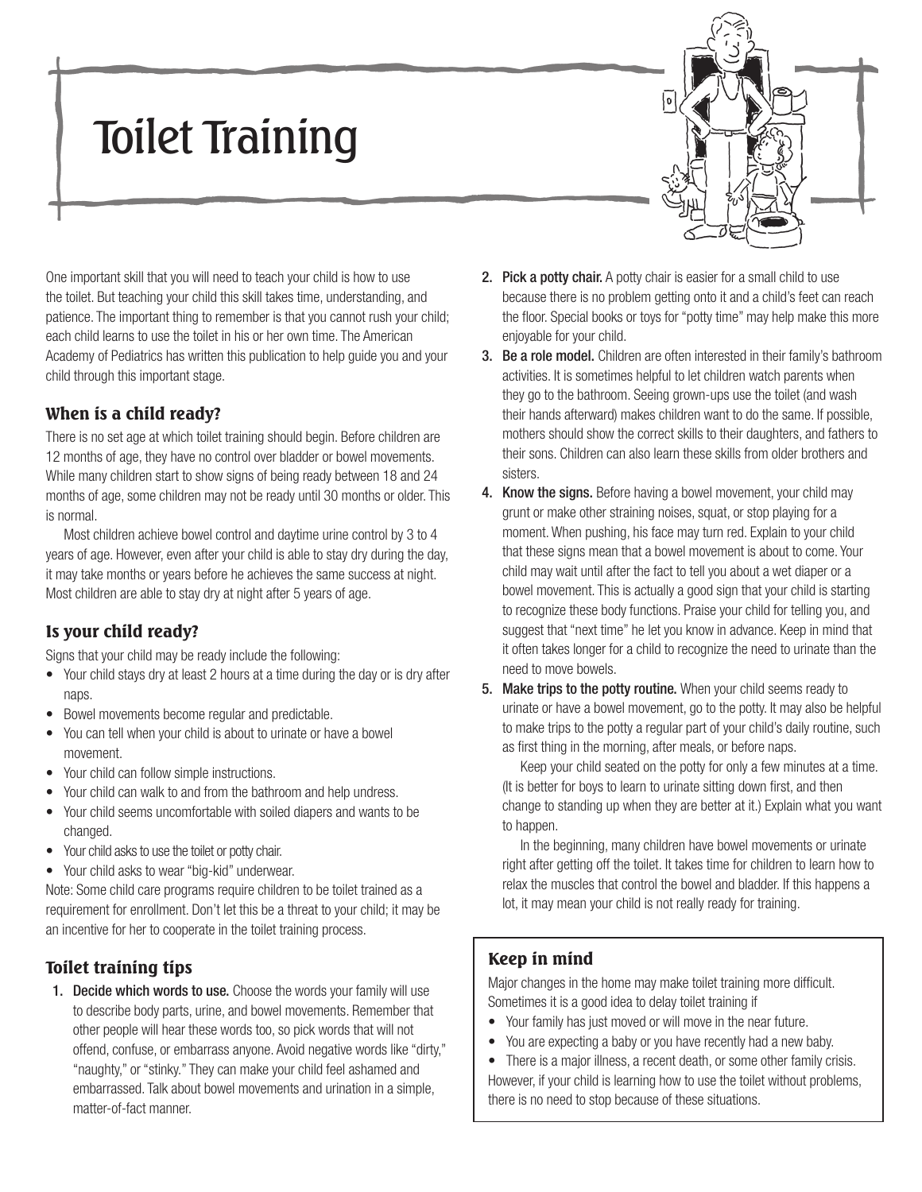# Toilet Training

One important skill that you will need to teach your child is how to use the toilet. But teaching your child this skill takes time, understanding, and patience. The important thing to remember is that you cannot rush your child; each child learns to use the toilet in his or her own time. The American Academy of Pediatrics has written this publication to help guide you and your child through this important stage.

## When is a child ready?

There is no set age at which toilet training should begin. Before children are 12 months of age, they have no control over bladder or bowel movements. While many children start to show signs of being ready between 18 and 24 months of age, some children may not be ready until 30 months or older. This is normal.

Most children achieve bowel control and daytime urine control by 3 to 4 years of age. However, even after your child is able to stay dry during the day, it may take months or years before he achieves the same success at night. Most children are able to stay dry at night after 5 years of age.

## Is your child ready?

Signs that your child may be ready include the following:

- Your child stays dry at least 2 hours at a time during the day or is dry after naps.
- Bowel movements become regular and predictable.
- You can tell when your child is about to urinate or have a bowel movement.
- Your child can follow simple instructions.
- Your child can walk to and from the bathroom and help undress.
- Your child seems uncomfortable with soiled diapers and wants to be changed.
- Your child asks to use the toilet or potty chair.
- Your child asks to wear "big-kid" underwear.

Note: Some child care programs require children to be toilet trained as a requirement for enrollment. Don't let this be a threat to your child; it may be an incentive for her to cooperate in the toilet training process.

## Toilet training tips

1. **Decide which words to use.** Choose the words your family will use to describe body parts, urine, and bowel movements. Remember that other people will hear these words too, so pick words that will not offend, confuse, or embarrass anyone. Avoid negative words like "dirty," "naughty," or "stinky." They can make your child feel ashamed and embarrassed. Talk about bowel movements and urination in a simple, matter-of-fact manner.
2. **Pick a potty chair.** A potty chair is easier for a small child to use because there is no problem getting onto it and a child's feet can reach the floor. Special books or toys for "potty time" may help make this more enjoyable for your child.
3. **Be a role model.** Children are often interested in their family's bathroom activities. It is sometimes helpful to let children watch parents when they go to the bathroom. Seeing grown-ups use the toilet (and wash their hands afterward) makes children want to do the same. If possible, mothers should show the correct skills to their daughters, and fathers to their sons. Children can also learn these skills from older brothers and sisters.
4. **Know the signs.** Before having a bowel movement, your child may grunt or make other straining noises, squat, or stop playing for a moment. When pushing, his face may turn red. Explain to your child that these signs mean that a bowel movement is about to come. Your child may wait until after the fact to tell you about a wet diaper or a bowel movement. This is actually a good sign that your child is starting to recognize these body functions. Praise your child for telling you, and suggest that "next time" he let you know in advance. Keep in mind that it often takes longer for a child to recognize the need to urinate than the need to move bowels.
5. **Make trips to the potty routine.** When your child seems ready to urinate or have a bowel movement, go to the potty. It may also be helpful to make trips to the potty a regular part of your child's daily routine, such as first thing in the morning, after meals, or before naps.

   Keep your child seated on the potty for only a few minutes at a time. (It is better for boys to learn to urinate sitting down first, and then change to standing up when they are better at it.) Explain what you want to happen.

   In the beginning, many children have bowel movements or urinate right after getting off the toilet. It takes time for children to learn how to relax the muscles that control the bowel and bladder. If this happens a lot, it may mean your child is not really ready for training.

### Keep in mind

Major changes in the home may make toilet training more difficult. Sometimes it is a good idea to delay toilet training if

- Your family has just moved or will move in the near future.
- You are expecting a baby or you have recently had a new baby.
- There is a major illness, a recent death, or some other family crisis.

However, if your child is learning how to use the toilet without problems, there is no need to stop because of these situations.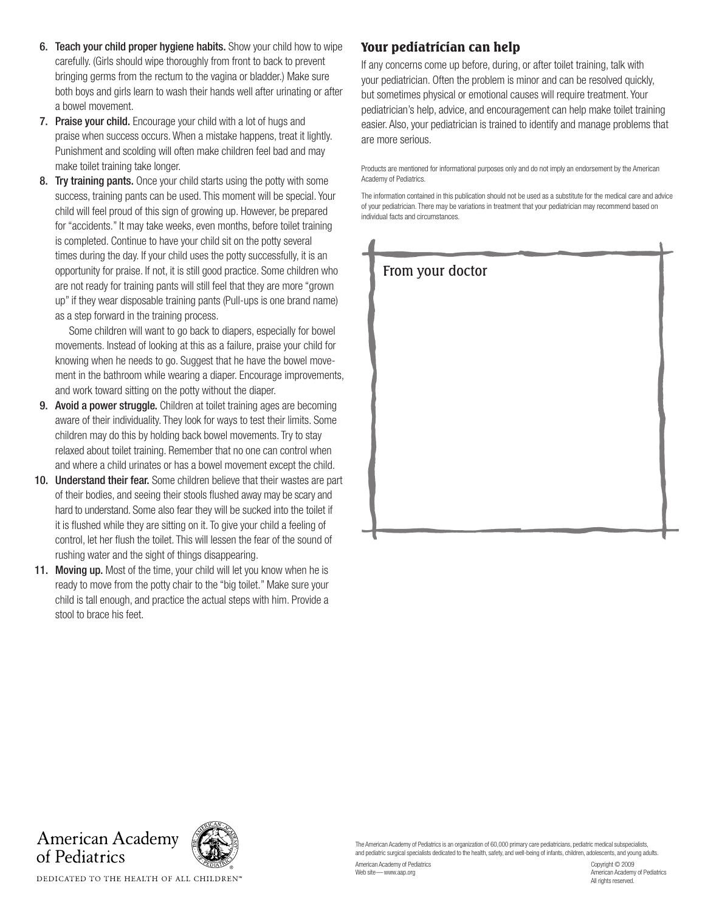6. **Teach your child proper hygiene habits.** Show your child how to wipe carefully. (Girls should wipe thoroughly from front to back to prevent bringing germs from the rectum to the vagina or bladder.) Make sure both boys and girls learn to wash their hands well after urinating or after a bowel movement.
7. **Praise your child.** Encourage your child with a lot of hugs and praise when success occurs. When a mistake happens, treat it lightly. Punishment and scolding will often make children feel bad and may make toilet training take longer.
8. **Try training pants.** Once your child starts using the potty with some success, training pants can be used. This moment will be special. Your child will feel proud of this sign of growing up. However, be prepared for "accidents." It may take weeks, even months, before toilet training is completed. Continue to have your child sit on the potty several times during the day. If your child uses the potty successfully, it is an opportunity for praise. If not, it is still good practice. Some children who are not ready for training pants will still feel that they are more "grown up" if they wear disposable training pants (Pull-ups is one brand name) as a step forward in the training process.

   Some children will want to go back to diapers, especially for bowel movements. Instead of looking at this as a failure, praise your child for knowing when he needs to go. Suggest that he have the bowel movement in the bathroom while wearing a diaper. Encourage improvements, and work toward sitting on the potty without the diaper.
9. **Avoid a power struggle.** Children at toilet training ages are becoming aware of their individuality. They look for ways to test their limits. Some children may do this by holding back bowel movements. Try to stay relaxed about toilet training. Remember that no one can control when and where a child urinates or has a bowel movement except the child.
10. **Understand their fear.** Some children believe that their wastes are part of their bodies, and seeing their stools flushed away may be scary and hard to understand. Some also fear they will be sucked into the toilet if it is flushed while they are sitting on it. To give your child a feeling of control, let her flush the toilet. This will lessen the fear of the sound of rushing water and the sight of things disappearing.
11. **Moving up.** Most of the time, your child will let you know when he is ready to move from the potty chair to the "big toilet." Make sure your child is tall enough, and practice the actual steps with him. Provide a stool to brace his feet.

## Your pediatrician can help

If any concerns come up before, during, or after toilet training, talk with your pediatrician. Often the problem is minor and can be resolved quickly, but sometimes physical or emotional causes will require treatment. Your pediatrician's help, advice, and encouragement can help make toilet training easier. Also, your pediatrician is trained to identify and manage problems that are more serious.

Products are mentioned for informational purposes only and do not imply an endorsement by the American Academy of Pediatrics.

The information contained in this publication should not be used as a substitute for the medical care and advice of your pediatrician. There may be variations in treatment that your pediatrician may recommend based on individual facts and circumstances.

From your doctor

American Academy of Pediatrics

DEDICATED TO THE HEALTH OF ALL CHILDREN™

The American Academy of Pediatrics is an organization of 60,000 primary care pediatricians, pediatric medical subspecialists, and pediatric surgical specialists dedicated to the health, safety, and well-being of infants, children, adolescents, and young adults.

American Academy of Pediatrics
Web site — www.aap.org

Copyright © 2009
American Academy of Pediatrics
All rights reserved.